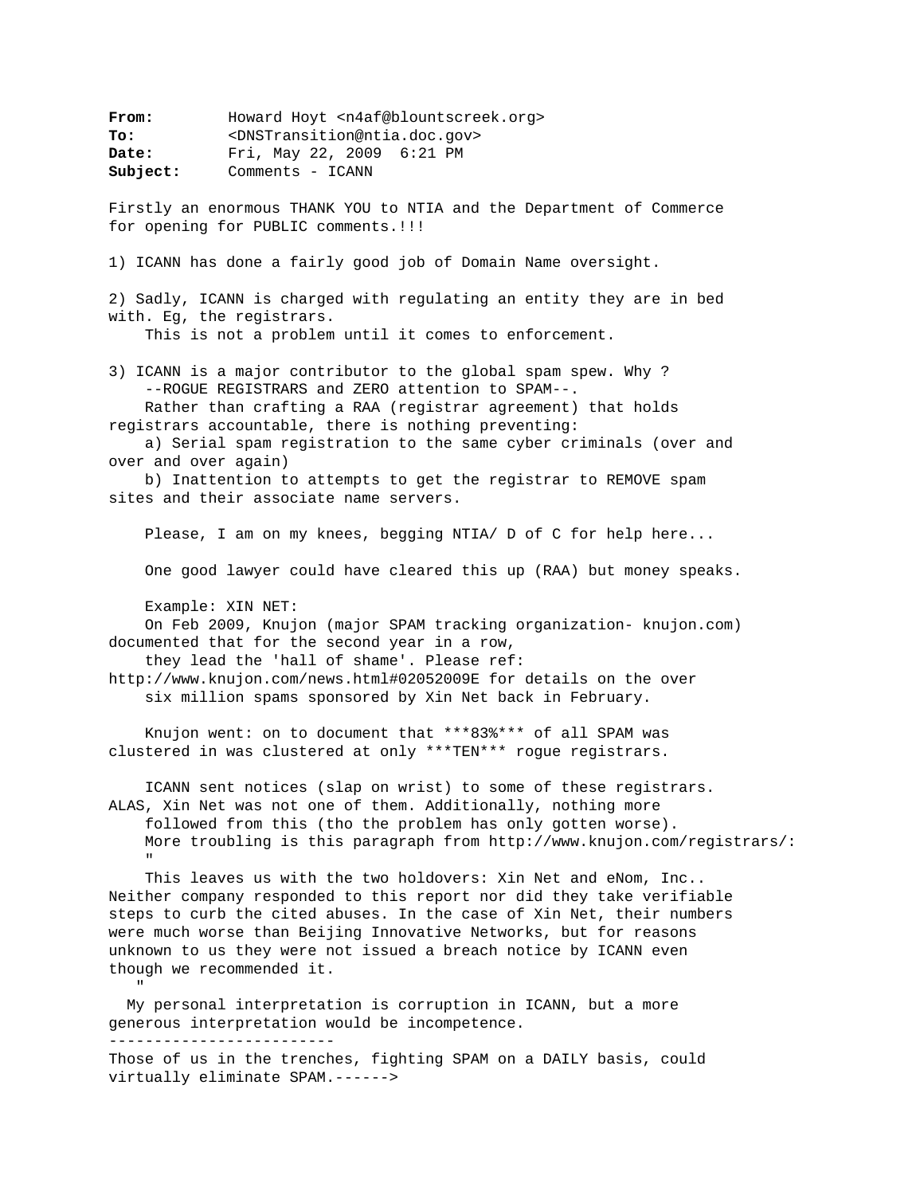**From:** Howard Hoyt <n4af@blountscreek.org>
**To:** <DNSTransition@ntia.doc.gov>
**Date:** Fri, May 22, 2009 6:21 PM
**Subject:** Comments - ICANN

Firstly an enormous THANK YOU to NTIA and the Department of Commerce for opening for PUBLIC comments.!!!

1) ICANN has done a fairly good job of Domain Name oversight.

2) Sadly, ICANN is charged with regulating an entity they are in bed with. Eg, the registrars.
This is not a problem until it comes to enforcement.

3) ICANN is a major contributor to the global spam spew. Why ?
--ROGUE REGISTRARS and ZERO attention to SPAM--.
Rather than crafting a RAA (registrar agreement) that holds registrars accountable, there is nothing preventing:
a) Serial spam registration to the same cyber criminals (over and over and over again)
b) Inattention to attempts to get the registrar to REMOVE spam sites and their associate name servers.

Please, I am on my knees, begging NTIA/ D of C for help here...

One good lawyer could have cleared this up (RAA) but money speaks.

Example: XIN NET:
On Feb 2009, Knujon (major SPAM tracking organization- knujon.com) documented that for the second year in a row,
they lead the 'hall of shame'. Please ref: http://www.knujon.com/news.html#02052009E for details on the over six million spams sponsored by Xin Net back in February.

Knujon went: on to document that ***83%*** of all SPAM was clustered in was clustered at only ***TEN*** rogue registrars.

ICANN sent notices (slap on wrist) to some of these registrars. ALAS, Xin Net was not one of them. Additionally, nothing more followed from this (tho the problem has only gotten worse).
More troubling is this paragraph from http://www.knujon.com/registrars/:
"
This leaves us with the two holdovers: Xin Net and eNom, Inc.. Neither company responded to this report nor did they take verifiable steps to curb the cited abuses. In the case of Xin Net, their numbers were much worse than Beijing Innovative Networks, but for reasons unknown to us they were not issued a breach notice by ICANN even though we recommended it.
"

My personal interpretation is corruption in ICANN, but a more generous interpretation would be incompetence.

-------------------------

Those of us in the trenches, fighting SPAM on a DAILY basis, could virtually eliminate SPAM.------>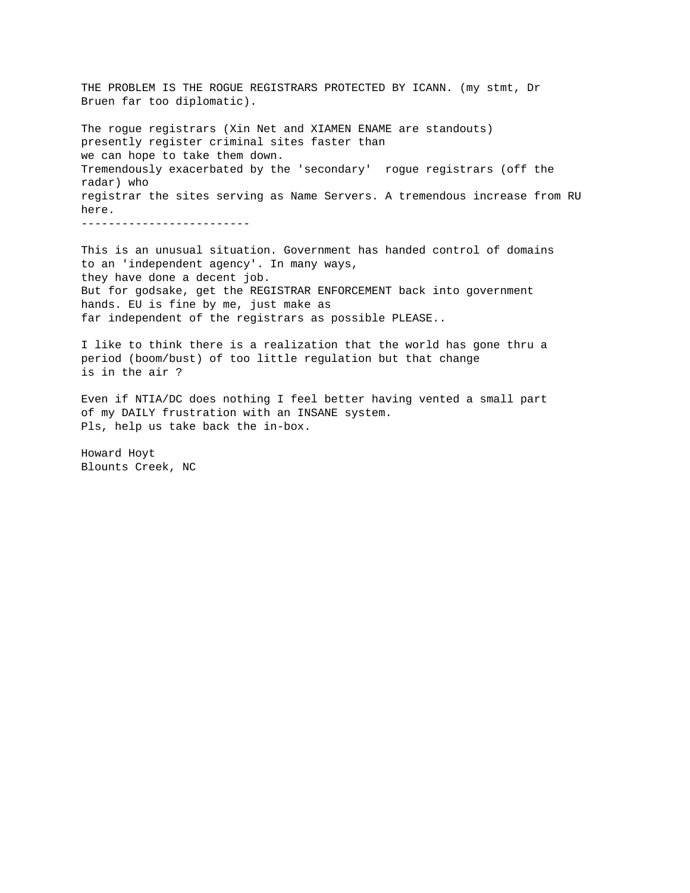THE PROBLEM IS THE ROGUE REGISTRARS PROTECTED BY ICANN. (my stmt, Dr Bruen far too diplomatic).

The rogue registrars (Xin Net and XIAMEN ENAME are standouts) presently register criminal sites faster than we can hope to take them down.
Tremendously exacerbated by the 'secondary' rogue registrars (off the radar) who registrar the sites serving as Name Servers. A tremendous increase from RU here.

-------------------------

This is an unusual situation. Government has handed control of domains to an 'independent agency'. In many ways, they have done a decent job.
But for godsake, get the REGISTRAR ENFORCEMENT back into government hands. EU is fine by me, just make as far independent of the registrars as possible PLEASE..

I like to think there is a realization that the world has gone thru a period (boom/bust) of too little regulation but that change is in the air ?

Even if NTIA/DC does nothing I feel better having vented a small part of my DAILY frustration with an INSANE system.
Pls, help us take back the in-box.

Howard Hoyt
Blounts Creek, NC